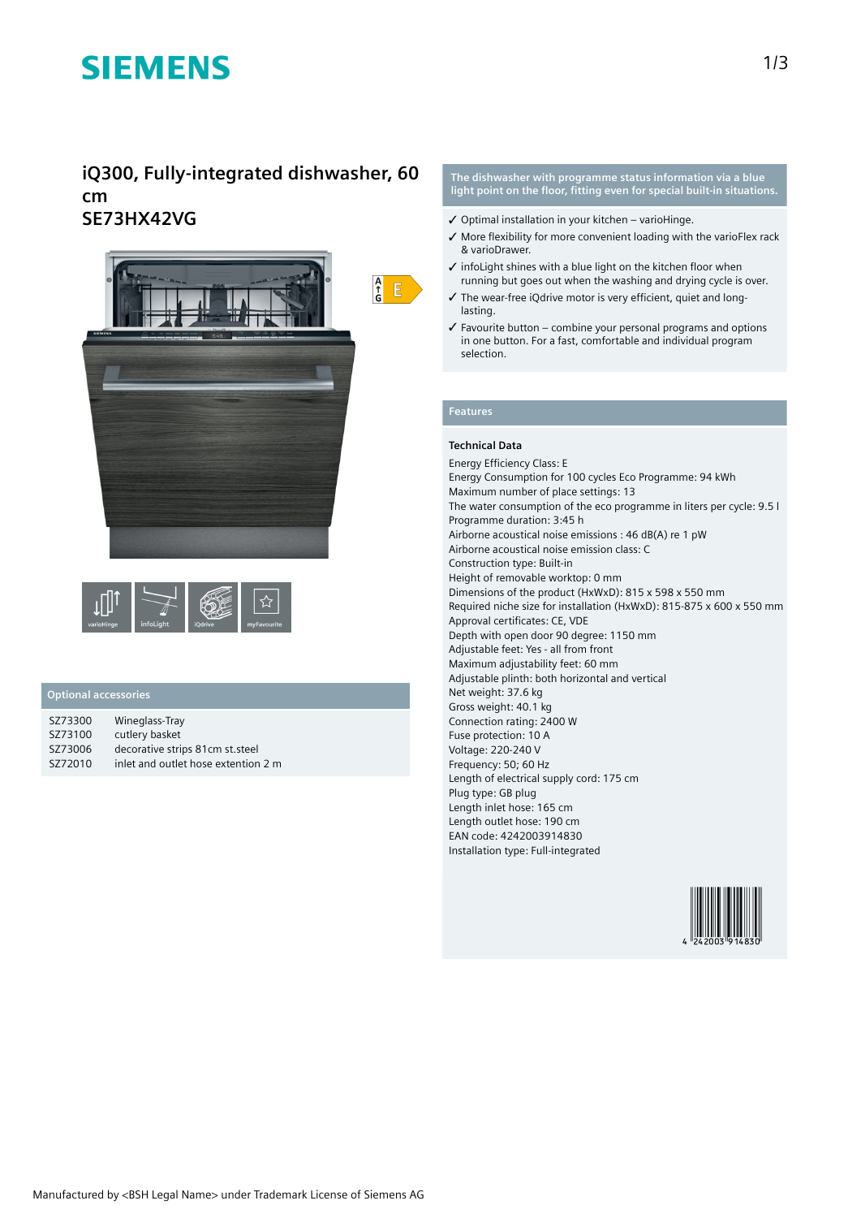# SIEMENS

## iQ300, Fully-integrated dishwasher, 60 cm
## SE73HX42VG

varioHinge | infoLight | iQdrive | myFavourite

### Optional accessories

| | |
|---|---|
| SZ73300 | Wineglass-Tray |
| SZ73100 | cutlery basket |
| SZ73006 | decorative strips 81cm st.steel |
| SZ72010 | inlet and outlet hose extention 2 m |

**The dishwasher with programme status information via a blue light point on the floor, fitting even for special built-in situations.**

- ✓ Optimal installation in your kitchen – varioHinge.
- ✓ More flexibility for more convenient loading with the varioFlex rack & varioDrawer.
- ✓ infoLight shines with a blue light on the kitchen floor when running but goes out when the washing and drying cycle is over.
- ✓ The wear-free iQdrive motor is very efficient, quiet and long-lasting.
- ✓ Favourite button – combine your personal programs and options in one button. For a fast, comfortable and individual program selection.

### Features

**Technical Data**

Energy Efficiency Class: E
Energy Consumption for 100 cycles Eco Programme: 94 kWh
Maximum number of place settings: 13
The water consumption of the eco programme in liters per cycle: 9.5 l
Programme duration: 3:45 h
Airborne acoustical noise emissions : 46 dB(A) re 1 pW
Airborne acoustical noise emission class: C
Construction type: Built-in
Height of removable worktop: 0 mm
Dimensions of the product (HxWxD): 815 x 598 x 550 mm
Required niche size for installation (HxWxD): 815-875 x 600 x 550 mm
Approval certificates: CE, VDE
Depth with open door 90 degree: 1150 mm
Adjustable feet: Yes - all from front
Maximum adjustability feet: 60 mm
Adjustable plinth: both horizontal and vertical
Net weight: 37.6 kg
Gross weight: 40.1 kg
Connection rating: 2400 W
Fuse protection: 10 A
Voltage: 220-240 V
Frequency: 50; 60 Hz
Length of electrical supply cord: 175 cm
Plug type: GB plug
Length inlet hose: 165 cm
Length outlet hose: 190 cm
EAN code: 4242003914830
Installation type: Full-integrated

4 242003 914830

Manufactured by <BSH Legal Name> under Trademark License of Siemens AG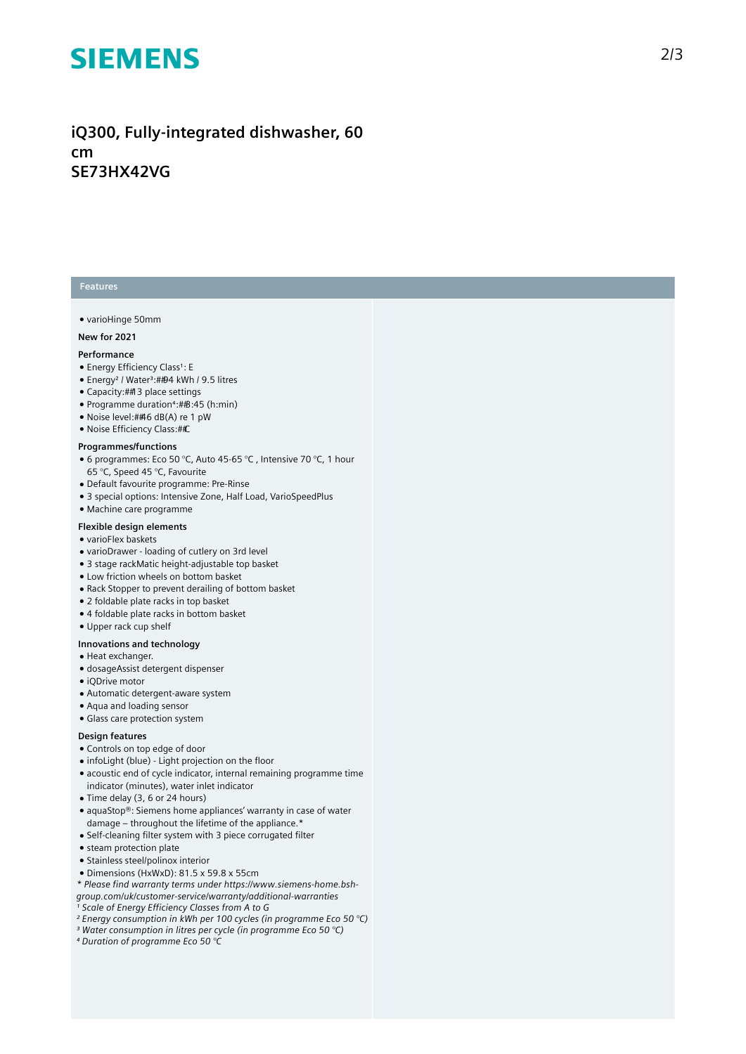# iQ300, Fully-integrated dishwasher, 60 cm
# SE73HX42VG

## Features

- varioHinge 50mm

### New for 2021

### Performance

- Energy Efficiency Class¹: E
- Energy² / Water³:##94 kWh / 9.5 litres
- Capacity:##13 place settings
- Programme duration⁴:##3:45 (h:min)
- Noise level:##46 dB(A) re 1 pW
- Noise Efficiency Class:##C

### Programmes/functions

- 6 programmes: Eco 50 °C, Auto 45-65 °C , Intensive 70 °C, 1 hour 65 °C, Speed 45 °C, Favourite
- Default favourite programme: Pre-Rinse
- 3 special options: Intensive Zone, Half Load, VarioSpeedPlus
- Machine care programme

### Flexible design elements

- varioFlex baskets
- varioDrawer - loading of cutlery on 3rd level
- 3 stage rackMatic height-adjustable top basket
- Low friction wheels on bottom basket
- Rack Stopper to prevent derailing of bottom basket
- 2 foldable plate racks in top basket
- 4 foldable plate racks in bottom basket
- Upper rack cup shelf

### Innovations and technology

- Heat exchanger.
- dosageAssist detergent dispenser
- iQDrive motor
- Automatic detergent-aware system
- Aqua and loading sensor
- Glass care protection system

### Design features

- Controls on top edge of door
- infoLight (blue) - Light projection on the floor
- acoustic end of cycle indicator, internal remaining programme time indicator (minutes), water inlet indicator
- Time delay (3, 6 or 24 hours)
- aquaStop®: Siemens home appliances' warranty in case of water damage – throughout the lifetime of the appliance.*
- Self-cleaning filter system with 3 piece corrugated filter
- steam protection plate
- Stainless steel/polinox interior
- Dimensions (HxWxD): 81.5 x 59.8 x 55cm

*\* Please find warranty terms under https://www.siemens-home.bsh-group.com/uk/customer-service/warranty/additional-warranties*
*¹ Scale of Energy Efficiency Classes from A to G*
*² Energy consumption in kWh per 100 cycles (in programme Eco 50 °C)*
*³ Water consumption in litres per cycle (in programme Eco 50 °C)*
*⁴ Duration of programme Eco 50 °C*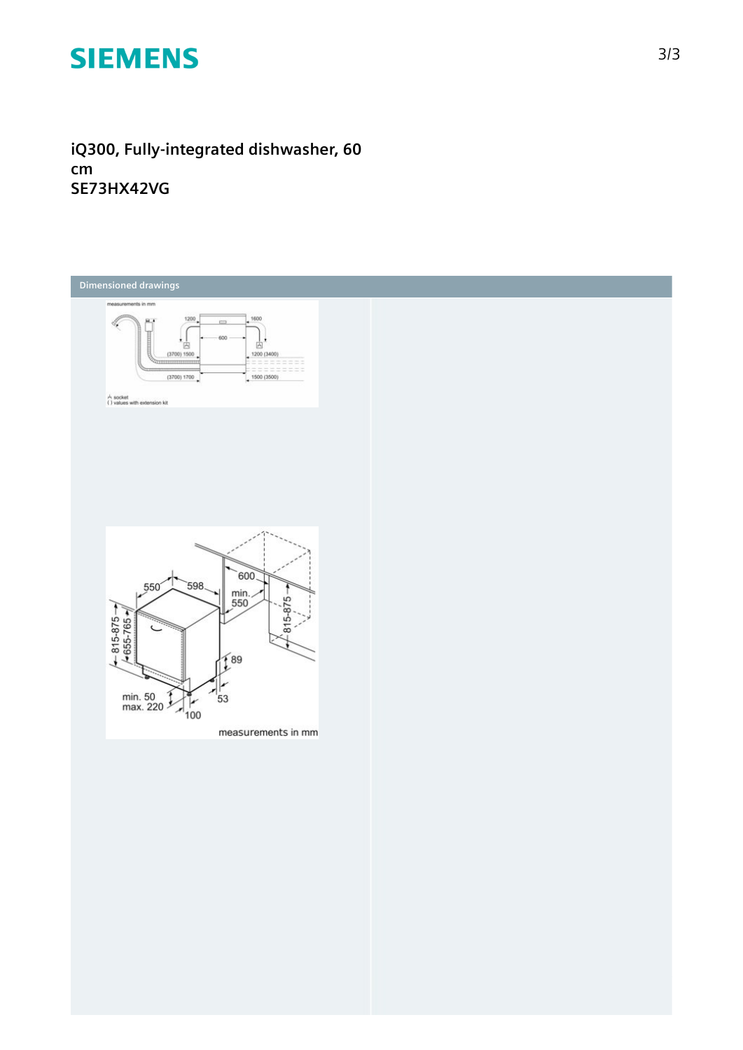## iQ300, Fully-integrated dishwasher, 60 cm
## SE73HX42VG

### Dimensioned drawings

measurements in mm

1200
1600
600
(3700) 1500
1200 (3400)
(3700) 1700
1500 (3500)

socket
( ) values with extension kit

550
598
600
min. 550
815-875
655-765
815-875
89
53
min. 50
max. 220
100

measurements in mm